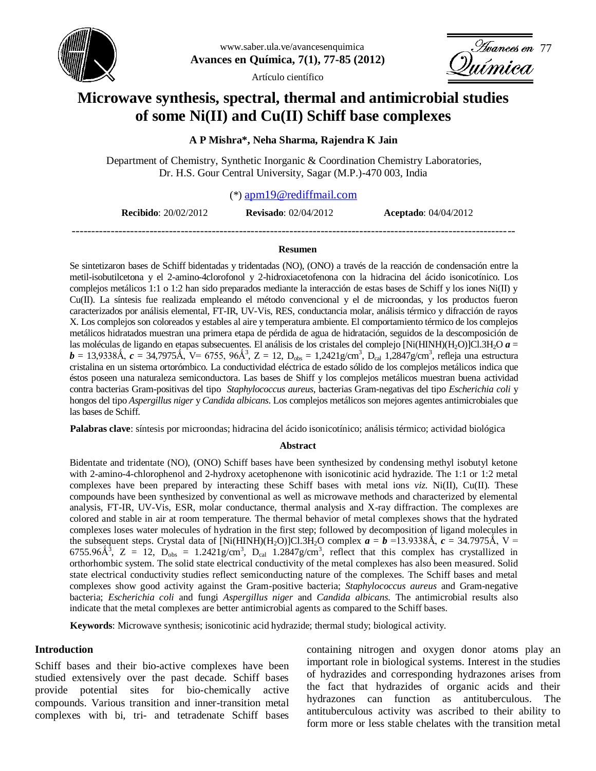Artículo científico

# Microwave synthesis, spectral, thermal and antimicrobial studies of some Ni(II) and Cu(II) Schiff base complexes

**A P Mishra\*, Neha Sharma, Rajendra K Jain**

Department of Chemistry, Synthetic Inorganic & Coordination Chemistry Laboratories, Dr. H.S. Gour Central University, Sagar (M.P.)-470 003, India

(\*) apm19@rediffmail.com

**Recibido**: 20/02/2012 **Revisado**: 02/04/2012 **Aceptado**: 04/04/2012

---

### Resumen

Se sintetizaron bases de Schiff bidentadas y tridentadas (NO), (ONO) a través de la reacción de condensación entre la metil-isobutilcetona y el 2-amino-4clorofonol y 2-hidroxiacetofenona con la hidracina del ácido isonicotínico. Los complejos metálicos 1:1 o 1:2 han sido preparados mediante la interacción de estas bases de Schiff y los iones Ni(II) y Cu(II). La síntesis fue realizada empleando el método convencional y el de microondas, y los productos fueron caracterizados por análisis elemental, FT-IR, UV-Vis, RES, conductancia molar, análisis térmico y difracción de rayos X. Los complejos son coloreados y estables al aire y temperatura ambiente. El comportamiento térmico de los complejos metálicos hidratados muestran una primera etapa de pérdida de agua de hidratación, seguidos de la descomposición de las moléculas de ligando en etapas subsecuentes. El análisis de los cristales del complejo $[Ni(HINH)(H_2O)]Cl.3H_2O$ $\boldsymbol{a}$ = $\boldsymbol{b}$ = 13,9338Ǻ, $\boldsymbol{c}$ = 34,7975Ǻ, V= 6755, 96Ǻ$^3$, Z = 12, $D_{obs}$ = 1,2421g/cm$^3$, $D_{cal}$ 1,2847g/cm$^3$, refleja una estructura cristalina en un sistema ortorómbico. La conductividad eléctrica de estado sólido de los complejos metálicos indica que éstos poseen una naturaleza semiconductora. Las bases de Shiff y los complejos metálicos muestran buena actividad contra bacterias Gram-positivas del tipo *Staphylococcus aureus*, bacterias Gram-negativas del tipo *Escherichia coli* y hongos del tipo *Aspergillus niger* y *Candida albicans*. Los complejos metálicos son mejores agentes antimicrobiales que las bases de Schiff.

**Palabras clave**: síntesis por microondas; hidracina del ácido isonicotínico; análisis térmico; actividad biológica

### Abstract

Bidentate and tridentate (NO), (ONO) Schiff bases have been synthesized by condensing methyl isobutyl ketone with 2-amino-4-chlorophenol and 2-hydroxy acetophenone with isonicotinic acid hydrazide. The 1:1 or 1:2 metal complexes have been prepared by interacting these Schiff bases with metal ions *viz.* Ni(II), Cu(II). These compounds have been synthesized by conventional as well as microwave methods and characterized by elemental analysis, FT-IR, UV-Vis, ESR, molar conductance, thermal analysis and X-ray diffraction. The complexes are colored and stable in air at room temperature. The thermal behavior of metal complexes shows that the hydrated complexes loses water molecules of hydration in the first step; followed by decomposition of ligand molecules in the subsequent steps. Crystal data of $[Ni(HINH)(H_2O)]Cl.3H_2O$ complex $\boldsymbol{a}$ = $\boldsymbol{b}$ =13.9338Ǻ, $\boldsymbol{c}$ = 34.7975Ǻ, V = 6755.96Ǻ$^3$, Z = 12, $D_{obs}$ = 1.2421g/cm$^3$, $D_{cal}$ 1.2847g/cm$^3$, reflect that this complex has crystallized in orthorhombic system. The solid state electrical conductivity of the metal complexes has also been measured. Solid state electrical conductivity studies reflect semiconducting nature of the complexes. The Schiff bases and metal complexes show good activity against the Gram-positive bacteria; *Staphylococcus aureus* and Gram-negative bacteria; *Escherichia coli* and fungi *Aspergillus niger* and *Candida albicans.* The antimicrobial results also indicate that the metal complexes are better antimicrobial agents as compared to the Schiff bases.

**Keywords**: Microwave synthesis; isonicotinic acid hydrazide; thermal study; biological activity.

## Introduction

Schiff bases and their bio-active complexes have been studied extensively over the past decade. Schiff bases provide potential sites for bio-chemically active compounds. Various transition and inner-transition metal complexes with bi, tri- and tetradenate Schiff bases containing nitrogen and oxygen donor atoms play an important role in biological systems. Interest in the studies of hydrazides and corresponding hydrazones arises from the fact that hydrazides of organic acids and their hydrazones can function as antituberculous. The antituberculous activity was ascribed to their ability to form more or less stable chelates with the transition metal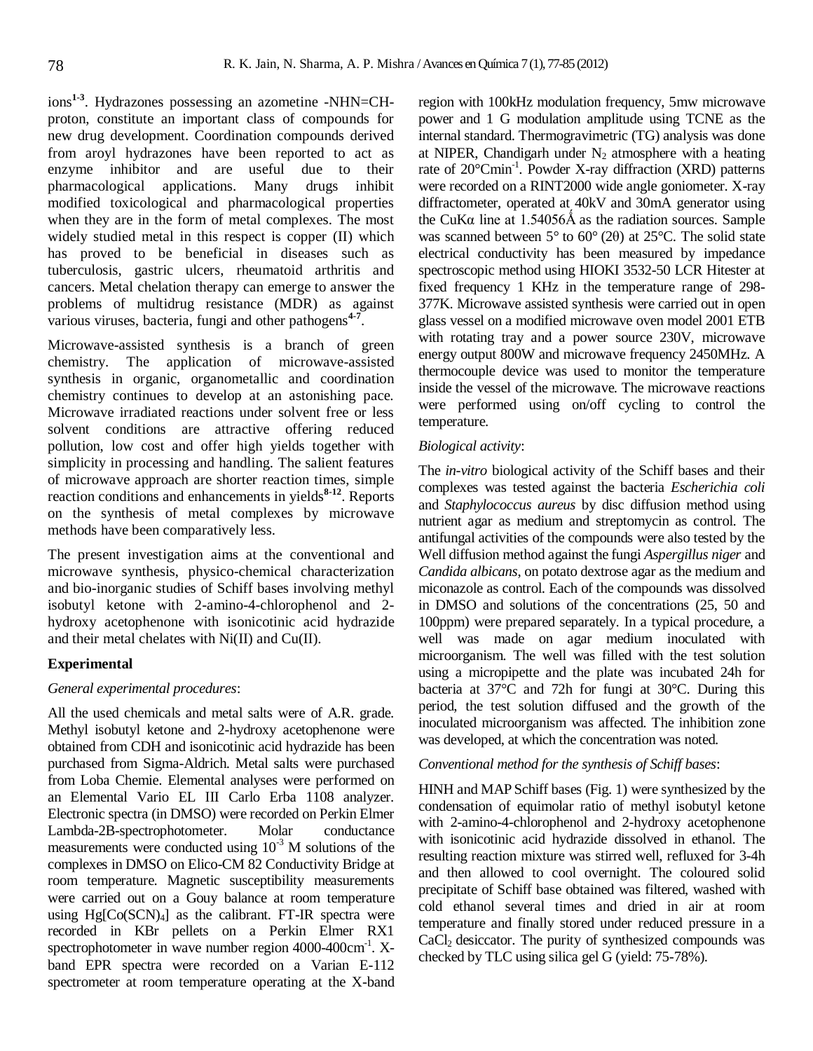ions[1-3]. Hydrazones possessing an azometine -NHN=CH- proton, constitute an important class of compounds for new drug development. Coordination compounds derived from aroyl hydrazones have been reported to act as enzyme inhibitor and are useful due to their pharmacological applications. Many drugs inhibit modified toxicological and pharmacological properties when they are in the form of metal complexes. The most widely studied metal in this respect is copper (II) which has proved to be beneficial in diseases such as tuberculosis, gastric ulcers, rheumatoid arthritis and cancers. Metal chelation therapy can emerge to answer the problems of multidrug resistance (MDR) as against various viruses, bacteria, fungi and other pathogens[4-7].

Microwave-assisted synthesis is a branch of green chemistry. The application of microwave-assisted synthesis in organic, organometallic and coordination chemistry continues to develop at an astonishing pace. Microwave irradiated reactions under solvent free or less solvent conditions are attractive offering reduced pollution, low cost and offer high yields together with simplicity in processing and handling. The salient features of microwave approach are shorter reaction times, simple reaction conditions and enhancements in yields[8-12]. Reports on the synthesis of metal complexes by microwave methods have been comparatively less.

The present investigation aims at the conventional and microwave synthesis, physico-chemical characterization and bio-inorganic studies of Schiff bases involving methyl isobutyl ketone with 2-amino-4-chlorophenol and 2-hydroxy acetophenone with isonicotinic acid hydrazide and their metal chelates with Ni(II) and Cu(II).

## Experimental

*General experimental procedures*:

All the used chemicals and metal salts were of A.R. grade. Methyl isobutyl ketone and 2-hydroxy acetophenone were obtained from CDH and isonicotinic acid hydrazide has been purchased from Sigma-Aldrich. Metal salts were purchased from Loba Chemie. Elemental analyses were performed on an Elemental Vario EL III Carlo Erba 1108 analyzer. Electronic spectra (in DMSO) were recorded on Perkin Elmer Lambda-2B-spectrophotometer. Molar conductance measurements were conducted using $10^{-3}$ M solutions of the complexes in DMSO on Elico-CM 82 Conductivity Bridge at room temperature. Magnetic susceptibility measurements were carried out on a Gouy balance at room temperature using $Hg[Co(SCN)_4]$ as the calibrant. FT-IR spectra were recorded in KBr pellets on a Perkin Elmer RX1 spectrophotometer in wave number region 4000-400$cm^{-1}$. X-band EPR spectra were recorded on a Varian E-112 spectrometer at room temperature operating at the X-band region with 100kHz modulation frequency, 5mw microwave power and 1 G modulation amplitude using TCNE as the internal standard. Thermogravimetric (TG) analysis was done at NIPER, Chandigarh under $N_2$ atmosphere with a heating rate of 20°C$min^{-1}$. Powder X-ray diffraction (XRD) patterns were recorded on a RINT2000 wide angle goniometer. X-ray diffractometer, operated at 40kV and 30mA generator using the CuKα line at 1.54056Å as the radiation sources. Sample was scanned between 5° to 60° (2θ) at 25°C. The solid state electrical conductivity has been measured by impedance spectroscopic method using HIOKI 3532-50 LCR Hitester at fixed frequency 1 KHz in the temperature range of 298-377K. Microwave assisted synthesis were carried out in open glass vessel on a modified microwave oven model 2001 ETB with rotating tray and a power source 230V, microwave energy output 800W and microwave frequency 2450MHz. A thermocouple device was used to monitor the temperature inside the vessel of the microwave. The microwave reactions were performed using on/off cycling to control the temperature.

*Biological activity*:

The *in-vitro* biological activity of the Schiff bases and their complexes was tested against the bacteria *Escherichia coli* and *Staphylococcus aureus* by disc diffusion method using nutrient agar as medium and streptomycin as control. The antifungal activities of the compounds were also tested by the Well diffusion method against the fungi *Aspergillus niger* and *Candida albicans*, on potato dextrose agar as the medium and miconazole as control. Each of the compounds was dissolved in DMSO and solutions of the concentrations (25, 50 and 100ppm) were prepared separately. In a typical procedure, a well was made on agar medium inoculated with microorganism. The well was filled with the test solution using a micropipette and the plate was incubated 24h for bacteria at 37°C and 72h for fungi at 30°C. During this period, the test solution diffused and the growth of the inoculated microorganism was affected. The inhibition zone was developed, at which the concentration was noted.

*Conventional method for the synthesis of Schiff bases*:

HINH and MAP Schiff bases (Fig. 1) were synthesized by the condensation of equimolar ratio of methyl isobutyl ketone with 2-amino-4-chlorophenol and 2-hydroxy acetophenone with isonicotinic acid hydrazide dissolved in ethanol. The resulting reaction mixture was stirred well, refluxed for 3-4h and then allowed to cool overnight. The coloured solid precipitate of Schiff base obtained was filtered, washed with cold ethanol several times and dried in air at room temperature and finally stored under reduced pressure in a $CaCl_2$ desiccator. The purity of synthesized compounds was checked by TLC using silica gel G (yield: 75-78%).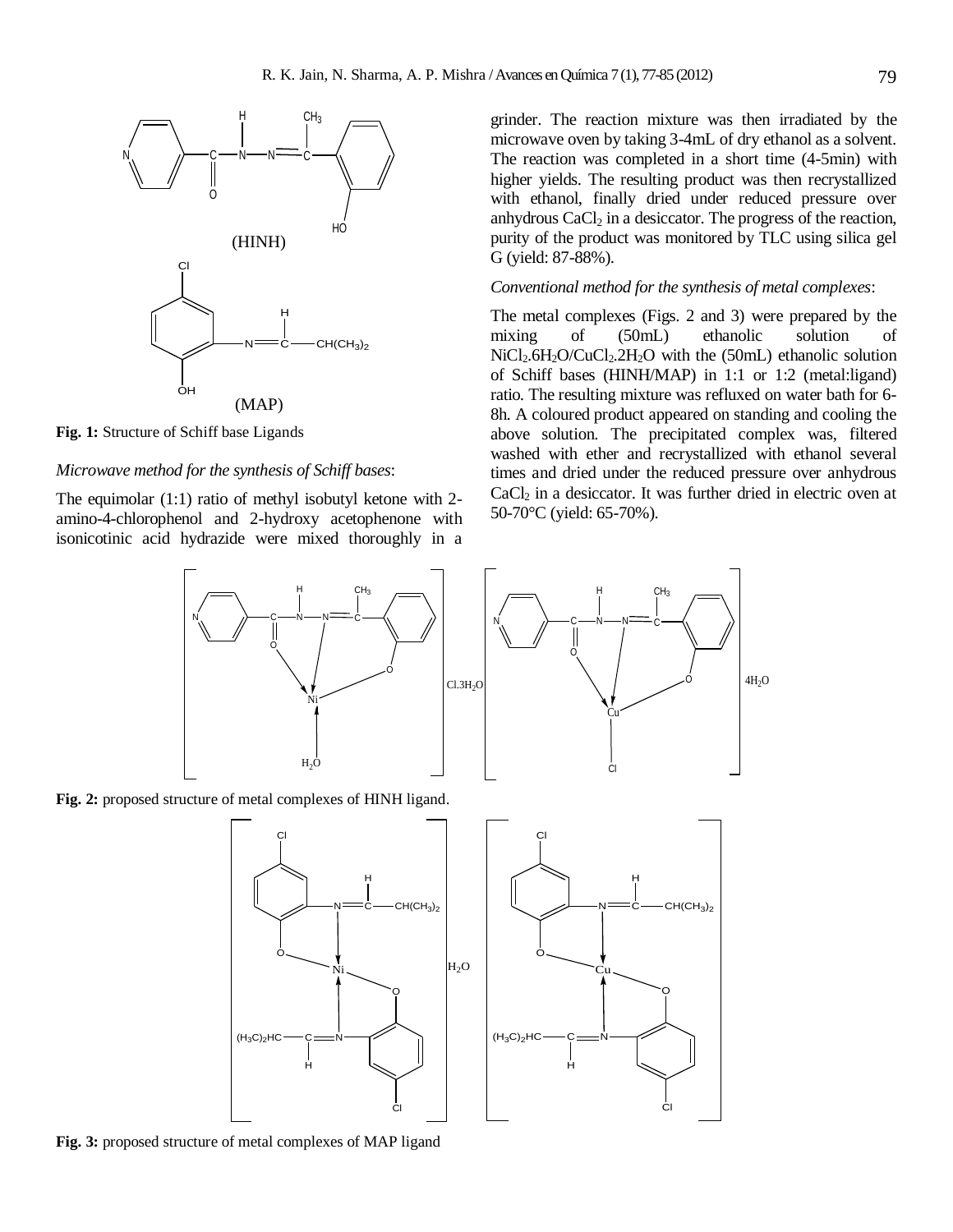(HINH)

(MAP)

**Fig. 1:** Structure of Schiff base Ligands

*Microwave method for the synthesis of Schiff bases*:

The equimolar (1:1) ratio of methyl isobutyl ketone with 2-amino-4-chlorophenol and 2-hydroxy acetophenone with isonicotinic acid hydrazide were mixed thoroughly in a grinder. The reaction mixture was then irradiated by the microwave oven by taking 3-4mL of dry ethanol as a solvent. The reaction was completed in a short time (4-5min) with higher yields. The resulting product was then recrystallized with ethanol, finally dried under reduced pressure over anhydrous $CaCl_2$ in a desiccator. The progress of the reaction, purity of the product was monitored by TLC using silica gel G (yield: 87-88%).

*Conventional method for the synthesis of metal complexes*:

The metal complexes (Figs. 2 and 3) were prepared by the mixing of (50mL) ethanolic solution of $NiCl_2.6H_2O/CuCl_2.2H_2O$ with the (50mL) ethanolic solution of Schiff bases (HINH/MAP) in 1:1 or 1:2 (metal:ligand) ratio. The resulting mixture was refluxed on water bath for 6-8h. A coloured product appeared on standing and cooling the above solution. The precipitated complex was, filtered washed with ether and recrystallized with ethanol several times and dried under the reduced pressure over anhydrous $CaCl_2$ in a desiccator. It was further dried in electric oven at 50-70°C (yield: 65-70%).

**Fig. 2:** proposed structure of metal complexes of HINH ligand.

**Fig. 3:** proposed structure of metal complexes of MAP ligand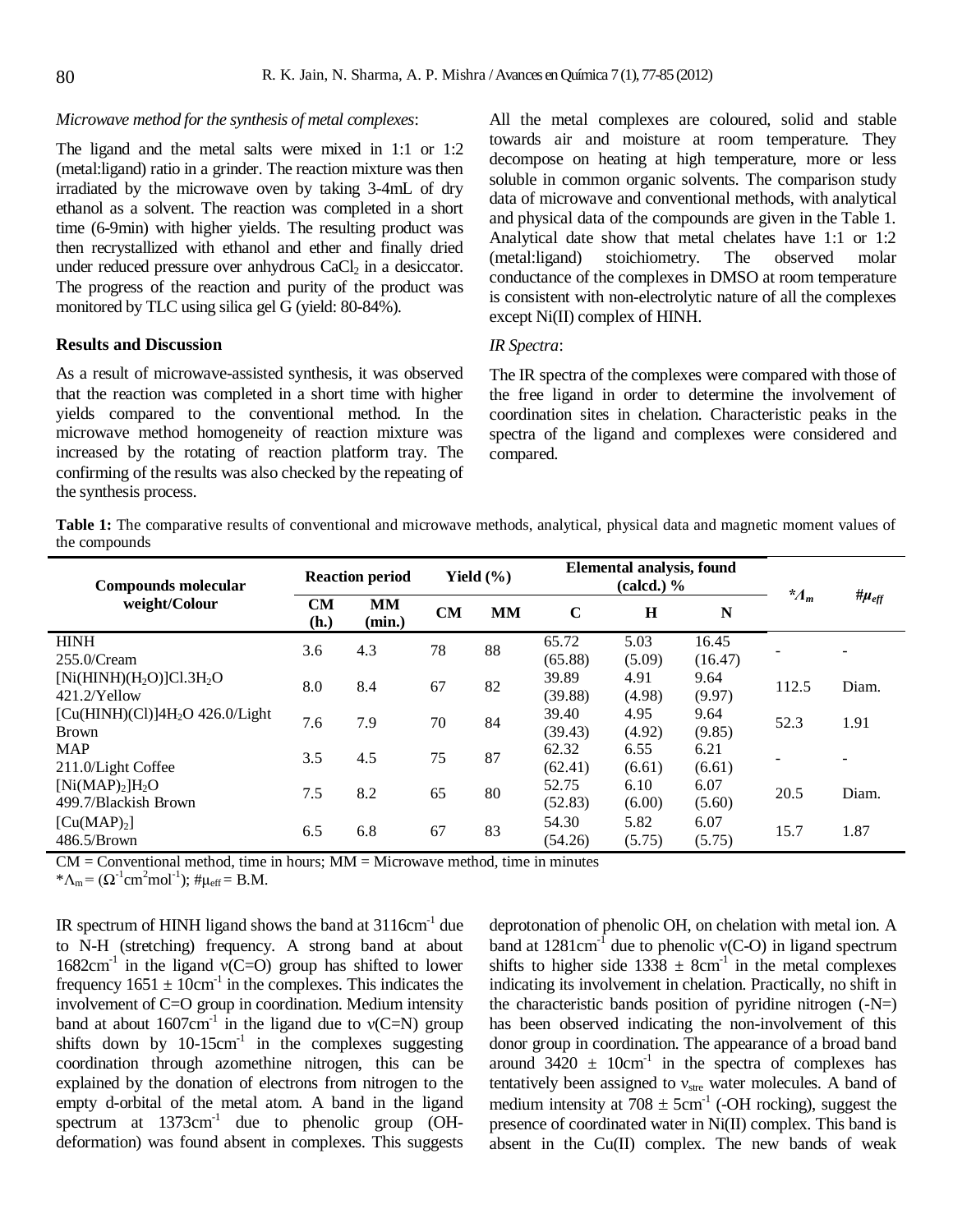*Microwave method for the synthesis of metal complexes*:

The ligand and the metal salts were mixed in 1:1 or 1:2 (metal:ligand) ratio in a grinder. The reaction mixture was then irradiated by the microwave oven by taking 3-4mL of dry ethanol as a solvent. The reaction was completed in a short time (6-9min) with higher yields. The resulting product was then recrystallized with ethanol and ether and finally dried under reduced pressure over anhydrous $CaCl_2$ in a desiccator. The progress of the reaction and purity of the product was monitored by TLC using silica gel G (yield: 80-84%).

## Results and Discussion

As a result of microwave-assisted synthesis, it was observed that the reaction was completed in a short time with higher yields compared to the conventional method. In the microwave method homogeneity of reaction mixture was increased by the rotating of reaction platform tray. The confirming of the results was also checked by the repeating of the synthesis process.

All the metal complexes are coloured, solid and stable towards air and moisture at room temperature. They decompose on heating at high temperature, more or less soluble in common organic solvents. The comparison study data of microwave and conventional methods, with analytical and physical data of the compounds are given in the Table 1. Analytical date show that metal chelates have 1:1 or 1:2 (metal:ligand) stoichiometry. The observed molar conductance of the complexes in DMSO at room temperature is consistent with non-electrolytic nature of all the complexes except Ni(II) complex of HINH.

*IR Spectra*:

The IR spectra of the complexes were compared with those of the free ligand in order to determine the involvement of coordination sites in chelation. Characteristic peaks in the spectra of the ligand and complexes were considered and compared.

**Table 1:** The comparative results of conventional and microwave methods, analytical, physical data and magnetic moment values of the compounds

| Compounds molecular weight/Colour | Reaction period | | Yield (%) | | Elemental analysis, found (calcd.) % | | | $*\Lambda_m$ | $\#\mu_{eff}$ |
|---|---|---|---|---|---|---|---|---|---|
| | CM (h.) | MM (min.) | CM | MM | C | H | N | | |
| HINH 255.0/Cream | 3.6 | 4.3 | 78 | 88 | 65.72 (65.88) | 5.03 (5.09) | 16.45 (16.47) | - | - |
| $[Ni(HINH)(H_2O)]Cl.3H_2O$ 421.2/Yellow | 8.0 | 8.4 | 67 | 82 | 39.89 (39.88) | 4.91 (4.98) | 9.64 (9.97) | 112.5 | Diam. |
| $[Cu(HINH)(Cl)]4H_2O$ 426.0/Light Brown | 7.6 | 7.9 | 70 | 84 | 39.40 (39.43) | 4.95 (4.92) | 9.64 (9.85) | 52.3 | 1.91 |
| MAP 211.0/Light Coffee | 3.5 | 4.5 | 75 | 87 | 62.32 (62.41) | 6.55 (6.61) | 6.21 (6.61) | - | - |
| $[Ni(MAP)_2]H_2O$ 499.7/Blackish Brown | 7.5 | 8.2 | 65 | 80 | 52.75 (52.83) | 6.10 (6.00) | 6.07 (5.60) | 20.5 | Diam. |
| $[Cu(MAP)_2]$ 486.5/Brown | 6.5 | 6.8 | 67 | 83 | 54.30 (54.26) | 5.82 (5.75) | 6.07 (5.75) | 15.7 | 1.87 |

CM = Conventional method, time in hours; MM = Microwave method, time in minutes

$*\Lambda_m = (\Omega^{-1}cm^2mol^{-1})$; $\#\mu_{eff}$ = B.M.

IR spectrum of HINH ligand shows the band at 3116$cm^{-1}$ due to N-H (stretching) frequency. A strong band at about 1682$cm^{-1}$ in the ligand ν(C=O) group has shifted to lower frequency 1651 ± 10$cm^{-1}$ in the complexes. This indicates the involvement of C=O group in coordination. Medium intensity band at about 1607$cm^{-1}$ in the ligand due to ν(C=N) group shifts down by 10-15$cm^{-1}$ in the complexes suggesting coordination through azomethine nitrogen, this can be explained by the donation of electrons from nitrogen to the empty d-orbital of the metal atom. A band in the ligand spectrum at 1373$cm^{-1}$ due to phenolic group (OH-deformation) was found absent in complexes. This suggests deprotonation of phenolic OH, on chelation with metal ion. A band at 1281$cm^{-1}$ due to phenolic ν(C-O) in ligand spectrum shifts to higher side 1338 ± 8$cm^{-1}$ in the metal complexes indicating its involvement in chelation. Practically, no shift in the characteristic bands position of pyridine nitrogen (-N=) has been observed indicating the non-involvement of this donor group in coordination. The appearance of a broad band around 3420 ± 10$cm^{-1}$ in the spectra of complexes has tentatively been assigned to $\nu_{stre}$ water molecules. A band of medium intensity at 708 ± 5$cm^{-1}$ (-OH rocking), suggest the presence of coordinated water in Ni(II) complex. This band is absent in the Cu(II) complex. The new bands of weak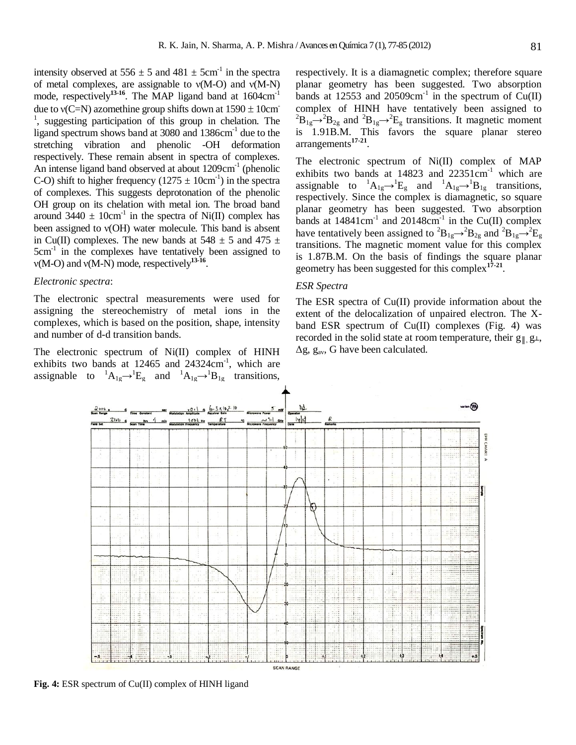intensity observed at 556 ± 5 and 481 ± 5cm$^{-1}$ in the spectra of metal complexes, are assignable to ν(M-O) and ν(M-N) mode, respectively[13-16]. The MAP ligand band at 1604cm$^{-1}$ due to ν(C=N) azomethine group shifts down at 1590 ± 10cm$^{-1}$, suggesting participation of this group in chelation. The ligand spectrum shows band at 3080 and 1386cm$^{-1}$ due to the stretching vibration and phenolic -OH deformation respectively. These remain absent in spectra of complexes. An intense ligand band observed at about 1209cm$^{-1}$ (phenolic C-O) shift to higher frequency (1275 ± 10cm$^{-1}$) in the spectra of complexes. This suggests deprotonation of the phenolic OH group on its chelation with metal ion. The broad band around 3440 ± 10cm$^{-1}$ in the spectra of Ni(II) complex has been assigned to ν(OH) water molecule. This band is absent in Cu(II) complexes. The new bands at 548 ± 5 and 475 ± 5cm$^{-1}$ in the complexes have tentatively been assigned to ν(M-O) and ν(M-N) mode, respectively[13-16].

*Electronic spectra*:

The electronic spectral measurements were used for assigning the stereochemistry of metal ions in the complexes, which is based on the position, shape, intensity and number of d-d transition bands.

The electronic spectrum of Ni(II) complex of HINH exhibits two bands at 12465 and 24324cm$^{-1}$, which are assignable to $^1A_{1g}\rightarrow{}^1E_g$ and $^1A_{1g}\rightarrow{}^1B_{1g}$ transitions, respectively. It is a diamagnetic complex; therefore square planar geometry has been suggested. Two absorption bands at 12553 and 20509cm$^{-1}$ in the spectrum of Cu(II) complex of HINH have tentatively been assigned to $^2B_{1g}\rightarrow{}^2B_{2g}$ and $^2B_{1g}\rightarrow{}^2E_g$ transitions. It magnetic moment is 1.91B.M. This favors the square planar stereo arrangements[17-21].

The electronic spectrum of Ni(II) complex of MAP exhibits two bands at 14823 and 22351cm$^{-1}$ which are assignable to $^1A_{1g}\rightarrow{}^1E_g$ and $^1A_{1g}\rightarrow{}^1B_{1g}$ transitions, respectively. Since the complex is diamagnetic, so square planar geometry has been suggested. Two absorption bands at 14841cm$^{-1}$ and 20148cm$^{-1}$ in the Cu(II) complex have tentatively been assigned to $^2B_{1g}\rightarrow{}^2B_{2g}$ and $^2B_{1g}\rightarrow{}^2E_g$ transitions. The magnetic moment value for this complex is 1.87B.M. On the basis of findings the square planar geometry has been suggested for this complex[17-21].

*ESR Spectra*

The ESR spectra of Cu(II) provide information about the extent of the delocalization of unpaired electron. The X-band ESR spectrum of Cu(II) complexes (Fig. 4) was recorded in the solid state at room temperature, their $g_{\parallel}$, $g_{\perp}$, Δg, $g_{av}$, G have been calculated.

SCAN RANGE

**Fig. 4:** ESR spectrum of Cu(II) complex of HINH ligand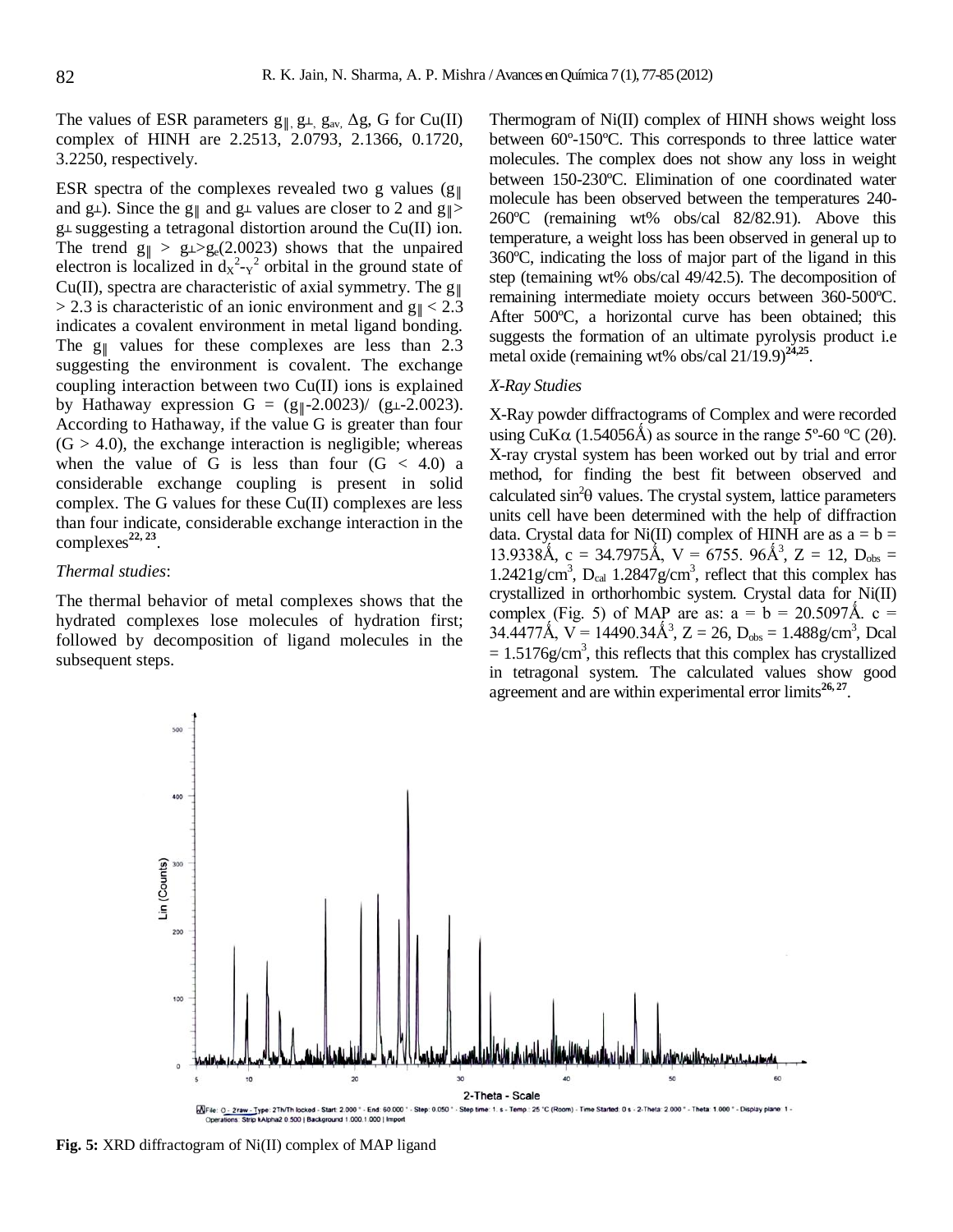The values of ESR parameters $g_\parallel$, $g_\perp$, $g_{av}$, $\Delta g$, G for Cu(II) complex of HINH are 2.2513, 2.0793, 2.1366, 0.1720, 3.2250, respectively.

ESR spectra of the complexes revealed two g values ($g_\parallel$ and $g_\perp$). Since the $g_\parallel$ and $g_\perp$ values are closer to 2 and $g_\parallel > g_\perp$ suggesting a tetragonal distortion around the Cu(II) ion. The trend $g_\parallel > g_\perp > g_e(2.0023)$ shows that the unpaired electron is localized in $d_{X^2-Y^2}$ orbital in the ground state of Cu(II), spectra are characteristic of axial symmetry. The $g_\parallel > 2.3$ is characteristic of an ionic environment and $g_\parallel < 2.3$ indicates a covalent environment in metal ligand bonding. The $g_\parallel$ values for these complexes are less than 2.3 suggesting the environment is covalent. The exchange coupling interaction between two Cu(II) ions is explained by Hathaway expression $G = (g_\parallel-2.0023)/(g_\perp-2.0023)$. According to Hathaway, if the value G is greater than four ($G > 4.0$), the exchange interaction is negligible; whereas when the value of G is less than four ($G < 4.0$) a considerable exchange coupling is present in solid complex. The G values for these Cu(II) complexes are less than four indicate, considerable exchange interaction in the complexes[22, 23].

*Thermal studies*:

The thermal behavior of metal complexes shows that the hydrated complexes lose molecules of hydration first; followed by decomposition of ligand molecules in the subsequent steps.

Thermogram of Ni(II) complex of HINH shows weight loss between 60º-150ºC. This corresponds to three lattice water molecules. The complex does not show any loss in weight between 150-230ºC. Elimination of one coordinated water molecule has been observed between the temperatures 240-260ºC (remaining wt% obs/cal 82/82.91). Above this temperature, a weight loss has been observed in general up to 360ºC, indicating the loss of major part of the ligand in this step (temaining wt% obs/cal 49/42.5). The decomposition of remaining intermediate moiety occurs between 360-500ºC. After 500ºC, a horizontal curve has been obtained; this suggests the formation of an ultimate pyrolysis product i.e metal oxide (remaining wt% obs/cal 21/19.9)[24,25].

*X-Ray Studies*

X-Ray powder diffractograms of Complex and were recorded using CuK$\alpha$ (1.54056Å) as source in the range 5º-60 ºC (2$\theta$). X-ray crystal system has been worked out by trial and error method, for finding the best fit between observed and calculated $\sin^2\theta$ values. The crystal system, lattice parameters units cell have been determined with the help of diffraction data. Crystal data for Ni(II) complex of HINH are as a = b = 13.9338Å, c = 34.7975Å, V = 6755. 96Å$^3$, Z = 12, $D_{obs}$ = 1.2421g/cm$^3$, $D_{cal}$ 1.2847g/cm$^3$, reflect that this complex has crystallized in orthorhombic system. Crystal data for Ni(II) complex (Fig. 5) of MAP are as: a = b = 20.5097Å. c = 34.4477Å, V = 14490.34Å$^3$, Z = 26, $D_{obs}$ = 1.488g/cm$^3$, Dcal = 1.5176g/cm$^3$, this reflects that this complex has crystallized in tetragonal system. The calculated values show good agreement and are within experimental error limits[26, 27].

Lin (Counts)

500
400
300
200
100
0

5 10 20 30 40 50 60

2-Theta - Scale

File: O - 2raw - Type: 2Th/Th locked - Start: 2.000 ° - End: 60.000 ° - Step: 0.050 ° - Step time: 1. s - Temp.: 25 °C (Room) - Time Started: 0 s - 2-Theta: 2.000 ° - Theta: 1.000 ° - Display plane: 1 -
Operations: Strip kAlpha2 0.500 | Background 1.000,1.000 | Import

**Fig. 5:** XRD diffractogram of Ni(II) complex of MAP ligand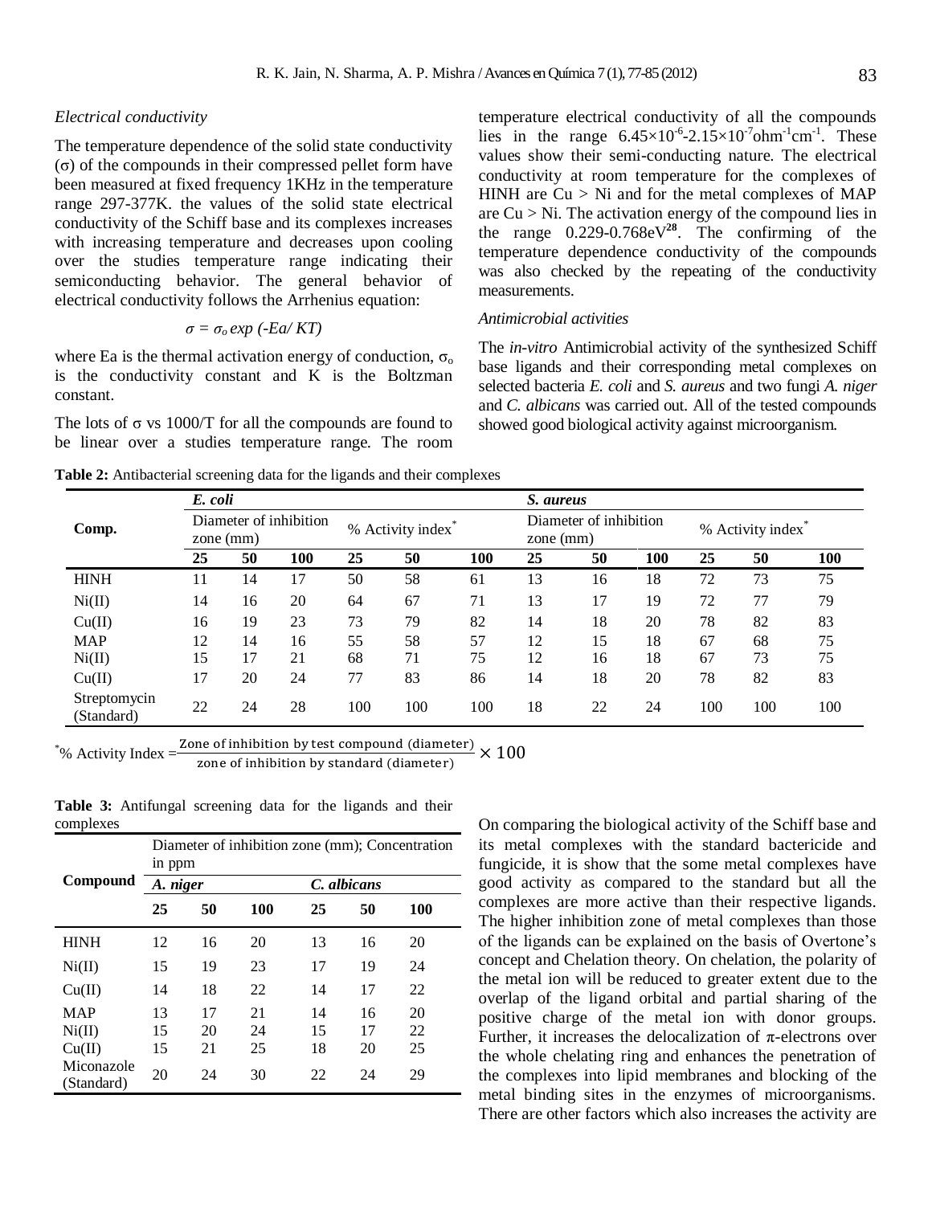*Electrical conductivity*

The temperature dependence of the solid state conductivity (σ) of the compounds in their compressed pellet form have been measured at fixed frequency 1KHz in the temperature range 297-377K. the values of the solid state electrical conductivity of the Schiff base and its complexes increases with increasing temperature and decreases upon cooling over the studies temperature range indicating their semiconducting behavior. The general behavior of electrical conductivity follows the Arrhenius equation:

$$\sigma = \sigma_o \exp(-Ea/KT)$$

where Ea is the thermal activation energy of conduction, $\sigma_o$ is the conductivity constant and K is the Boltzman constant.

The lots of σ vs 1000/T for all the compounds are found to be linear over a studies temperature range. The room temperature electrical conductivity of all the compounds lies in the range $6.45\times10^{-6}$-$2.15\times10^{-7}$ohm$^{-1}$cm$^{-1}$. These values show their semi-conducting nature. The electrical conductivity at room temperature for the complexes of HINH are Cu > Ni and for the metal complexes of MAP are Cu > Ni. The activation energy of the compound lies in the range 0.229-0.768eV[28]. The confirming of the temperature dependence conductivity of the compounds was also checked by the repeating of the conductivity measurements.

*Antimicrobial activities*

The *in-vitro* Antimicrobial activity of the synthesized Schiff base ligands and their corresponding metal complexes on selected bacteria *E. coli* and *S. aureus* and two fungi *A. niger* and *C. albicans* was carried out. All of the tested compounds showed good biological activity against microorganism.

**Table 2:** Antibacterial screening data for the ligands and their complexes

| Comp. | *E. coli* | | | | | | *S. aureus* | | | | | |
|---|---|---|---|---|---|---|---|---|---|---|---|---|
| | Diameter of inhibition zone (mm) | | | % Activity index* | | | Diameter of inhibition zone (mm) | | | % Activity index* | | |
| | **25** | **50** | **100** | **25** | **50** | **100** | **25** | **50** | **100** | **25** | **50** | **100** |
| HINH | 11 | 14 | 17 | 50 | 58 | 61 | 13 | 16 | 18 | 72 | 73 | 75 |
| Ni(II) | 14 | 16 | 20 | 64 | 67 | 71 | 13 | 17 | 19 | 72 | 77 | 79 |
| Cu(II) | 16 | 19 | 23 | 73 | 79 | 82 | 14 | 18 | 20 | 78 | 82 | 83 |
| MAP | 12 | 14 | 16 | 55 | 58 | 57 | 12 | 15 | 18 | 67 | 68 | 75 |
| Ni(II) | 15 | 17 | 21 | 68 | 71 | 75 | 12 | 16 | 18 | 67 | 73 | 75 |
| Cu(II) | 17 | 20 | 24 | 77 | 83 | 86 | 14 | 18 | 20 | 78 | 82 | 83 |
| Streptomycin (Standard) | 22 | 24 | 28 | 100 | 100 | 100 | 18 | 22 | 24 | 100 | 100 | 100 |

*% Activity Index = $\frac{\text{Zone of inhibition by test compound (diameter)}}{\text{zone of inhibition by standard (diameter)}} \times 100$

**Table 3:** Antifungal screening data for the ligands and their complexes

| Compound | Diameter of inhibition zone (mm); Concentration in ppm | | | | | |
|---|---|---|---|---|---|---|
| | *A. niger* | | | *C. albicans* | | |
| | **25** | **50** | **100** | **25** | **50** | **100** |
| HINH | 12 | 16 | 20 | 13 | 16 | 20 |
| Ni(II) | 15 | 19 | 23 | 17 | 19 | 24 |
| Cu(II) | 14 | 18 | 22 | 14 | 17 | 22 |
| MAP | 13 | 17 | 21 | 14 | 16 | 20 |
| Ni(II) | 15 | 20 | 24 | 15 | 17 | 22 |
| Cu(II) | 15 | 21 | 25 | 18 | 20 | 25 |
| Miconazole (Standard) | 20 | 24 | 30 | 22 | 24 | 29 |

On comparing the biological activity of the Schiff base and its metal complexes with the standard bactericide and fungicide, it is show that the some metal complexes have good activity as compared to the standard but all the complexes are more active than their respective ligands. The higher inhibition zone of metal complexes than those of the ligands can be explained on the basis of Overtone's concept and Chelation theory. On chelation, the polarity of the metal ion will be reduced to greater extent due to the overlap of the ligand orbital and partial sharing of the positive charge of the metal ion with donor groups. Further, it increases the delocalization of π-electrons over the whole chelating ring and enhances the penetration of the complexes into lipid membranes and blocking of the metal binding sites in the enzymes of microorganisms. There are other factors which also increases the activity are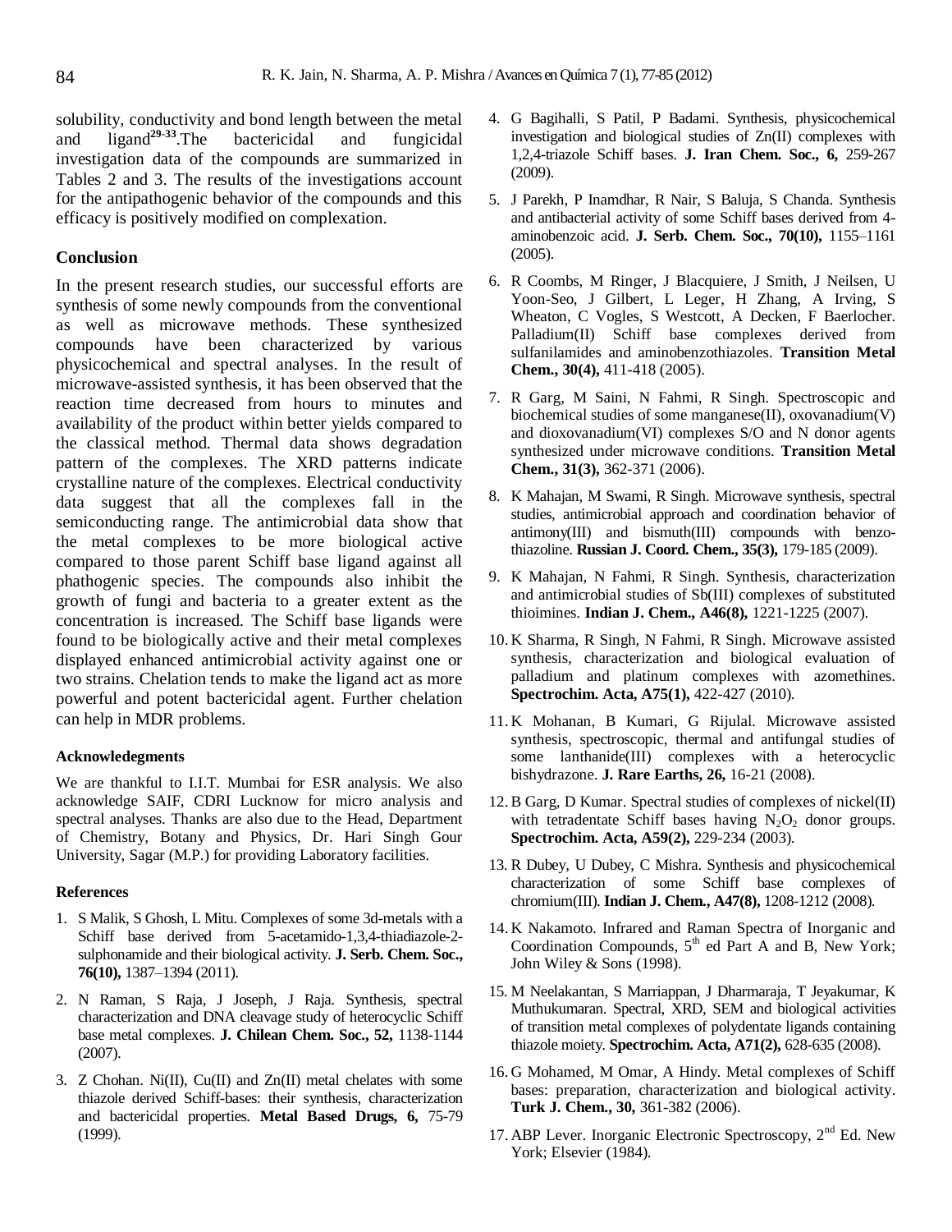solubility, conductivity and bond length between the metal and ligand[29-33].The bactericidal and fungicidal investigation data of the compounds are summarized in Tables 2 and 3. The results of the investigations account for the antipathogenic behavior of the compounds and this efficacy is positively modified on complexation.

## Conclusion

In the present research studies, our successful efforts are synthesis of some newly compounds from the conventional as well as microwave methods. These synthesized compounds have been characterized by various physicochemical and spectral analyses. In the result of microwave-assisted synthesis, it has been observed that the reaction time decreased from hours to minutes and availability of the product within better yields compared to the classical method. Thermal data shows degradation pattern of the complexes. The XRD patterns indicate crystalline nature of the complexes. Electrical conductivity data suggest that all the complexes fall in the semiconducting range. The antimicrobial data show that the metal complexes to be more biological active compared to those parent Schiff base ligand against all phathogenic species. The compounds also inhibit the growth of fungi and bacteria to a greater extent as the concentration is increased. The Schiff base ligands were found to be biologically active and their metal complexes displayed enhanced antimicrobial activity against one or two strains. Chelation tends to make the ligand act as more powerful and potent bactericidal agent. Further chelation can help in MDR problems.

### Acknowledgements

We are thankful to I.I.T. Mumbai for ESR analysis. We also acknowledge SAIF, CDRI Lucknow for micro analysis and spectral analyses. Thanks are also due to the Head, Department of Chemistry, Botany and Physics, Dr. Hari Singh Gour University, Sagar (M.P.) for providing Laboratory facilities.

### References

1. S Malik, S Ghosh, L Mitu. Complexes of some 3d-metals with a Schiff base derived from 5-acetamido-1,3,4-thiadiazole-2-sulphonamide and their biological activity. **J. Serb. Chem. Soc., 76(10),** 1387–1394 (2011).
2. N Raman, S Raja, J Joseph, J Raja. Synthesis, spectral characterization and DNA cleavage study of heterocyclic Schiff base metal complexes. **J. Chilean Chem. Soc., 52,** 1138-1144 (2007).
3. Z Chohan. Ni(II), Cu(II) and Zn(II) metal chelates with some thiazole derived Schiff-bases: their synthesis, characterization and bactericidal properties. **Metal Based Drugs, 6,** 75-79 (1999).
4. G Bagihalli, S Patil, P Badami. Synthesis, physicochemical investigation and biological studies of Zn(II) complexes with 1,2,4-triazole Schiff bases. **J. Iran Chem. Soc., 6,** 259-267 (2009).
5. J Parekh, P Inamdhar, R Nair, S Baluja, S Chanda. Synthesis and antibacterial activity of some Schiff bases derived from 4-aminobenzoic acid. **J. Serb. Chem. Soc., 70(10),** 1155–1161 (2005).
6. R Coombs, M Ringer, J Blacquiere, J Smith, J Neilsen, U Yoon-Seo, J Gilbert, L Leger, H Zhang, A Irving, S Wheaton, C Vogles, S Westcott, A Decken, F Baerlocher. Palladium(II) Schiff base complexes derived from sulfanilamides and aminobenzothiazoles. **Transition Metal Chem., 30(4),** 411-418 (2005).
7. R Garg, M Saini, N Fahmi, R Singh. Spectroscopic and biochemical studies of some manganese(II), oxovanadium(V) and dioxovanadium(VI) complexes S/O and N donor agents synthesized under microwave conditions. **Transition Metal Chem., 31(3),** 362-371 (2006).
8. K Mahajan, M Swami, R Singh. Microwave synthesis, spectral studies, antimicrobial approach and coordination behavior of antimony(III) and bismuth(III) compounds with benzothiazoline. **Russian J. Coord. Chem., 35(3),** 179-185 (2009).
9. K Mahajan, N Fahmi, R Singh. Synthesis, characterization and antimicrobial studies of Sb(III) complexes of substituted thioimines. **Indian J. Chem., A46(8),** 1221-1225 (2007).
10. K Sharma, R Singh, N Fahmi, R Singh. Microwave assisted synthesis, characterization and biological evaluation of palladium and platinum complexes with azomethines. **Spectrochim. Acta, A75(1),** 422-427 (2010).
11. K Mohanan, B Kumari, G Rijulal. Microwave assisted synthesis, spectroscopic, thermal and antifungal studies of some lanthanide(III) complexes with a heterocyclic bishydrazone. **J. Rare Earths, 26,** 16-21 (2008).
12. B Garg, D Kumar. Spectral studies of complexes of nickel(II) with tetradentate Schiff bases having $N_2O_2$ donor groups. **Spectrochim. Acta, A59(2),** 229-234 (2003).
13. R Dubey, U Dubey, C Mishra. Synthesis and physicochemical characterization of some Schiff base complexes of chromium(III). **Indian J. Chem., A47(8),** 1208-1212 (2008).
14. K Nakamoto. Infrared and Raman Spectra of Inorganic and Coordination Compounds, 5th ed Part A and B, New York; John Wiley & Sons (1998).
15. M Neelakantan, S Marriappan, J Dharmaraja, T Jeyakumar, K Muthukumaran. Spectral, XRD, SEM and biological activities of transition metal complexes of polydentate ligands containing thiazole moiety. **Spectrochim. Acta, A71(2),** 628-635 (2008).
16. G Mohamed, M Omar, A Hindy. Metal complexes of Schiff bases: preparation, characterization and biological activity. **Turk J. Chem., 30,** 361-382 (2006).
17. ABP Lever. Inorganic Electronic Spectroscopy, 2nd Ed. New York; Elsevier (1984).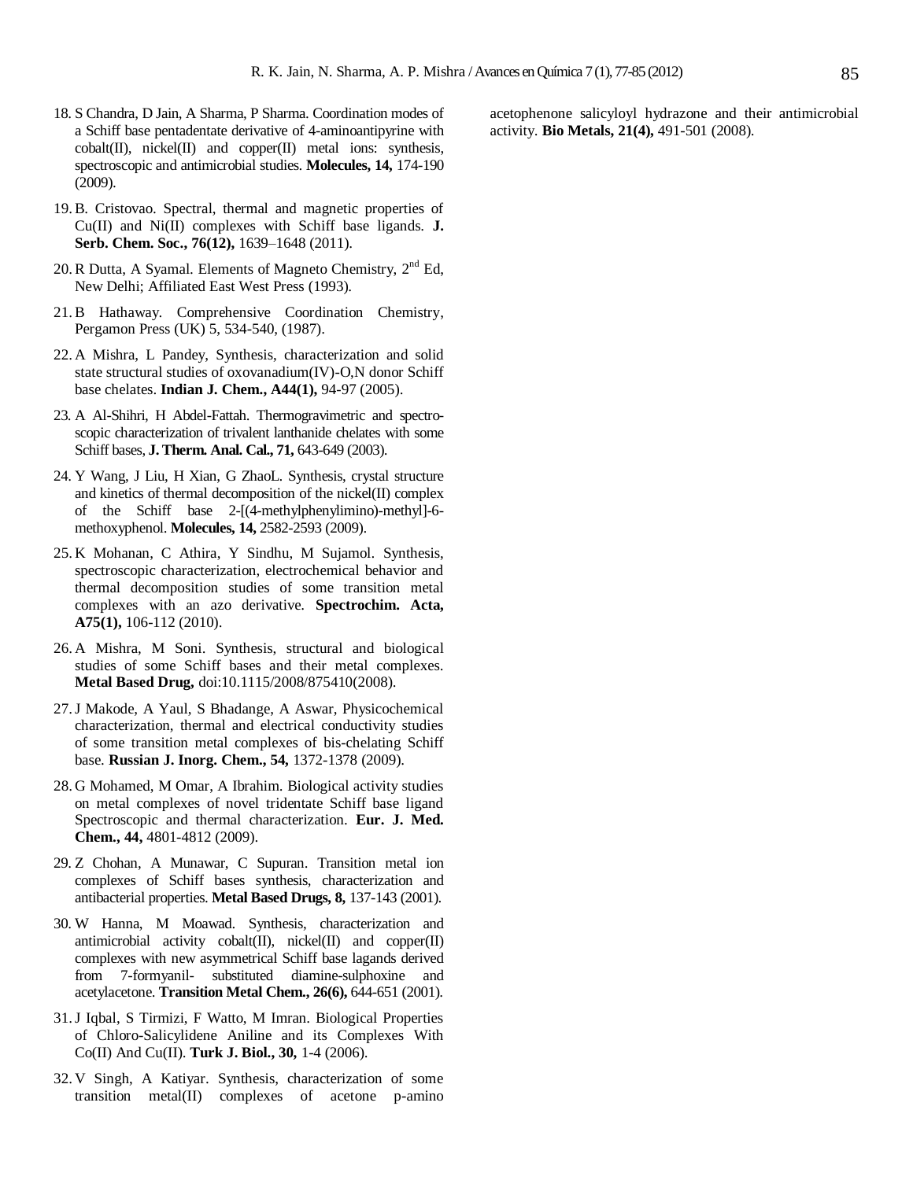18. S Chandra, D Jain, A Sharma, P Sharma. Coordination modes of a Schiff base pentadentate derivative of 4-aminoantipyrine with cobalt(II), nickel(II) and copper(II) metal ions: synthesis, spectroscopic and antimicrobial studies. **Molecules, 14,** 174-190 (2009).

19. B. Cristovao. Spectral, thermal and magnetic properties of Cu(II) and Ni(II) complexes with Schiff base ligands. **J. Serb. Chem. Soc., 76(12),** 1639–1648 (2011).

20. R Dutta, A Syamal. Elements of Magneto Chemistry, $2^{nd}$ Ed, New Delhi; Affiliated East West Press (1993).

21. B Hathaway. Comprehensive Coordination Chemistry, Pergamon Press (UK) 5, 534-540, (1987).

22. A Mishra, L Pandey, Synthesis, characterization and solid state structural studies of oxovanadium(IV)-O,N donor Schiff base chelates. **Indian J. Chem., A44(1),** 94-97 (2005).

23. A Al-Shihri, H Abdel-Fattah. Thermogravimetric and spectroscopic characterization of trivalent lanthanide chelates with some Schiff bases, **J. Therm. Anal. Cal., 71,** 643-649 (2003).

24. Y Wang, J Liu, H Xian, G ZhaoL. Synthesis, crystal structure and kinetics of thermal decomposition of the nickel(II) complex of the Schiff base 2-[(4-methylphenylimino)-methyl]-6-methoxyphenol. **Molecules, 14,** 2582-2593 (2009).

25. K Mohanan, C Athira, Y Sindhu, M Sujamol. Synthesis, spectroscopic characterization, electrochemical behavior and thermal decomposition studies of some transition metal complexes with an azo derivative. **Spectrochim. Acta, A75(1),** 106-112 (2010).

26. A Mishra, M Soni. Synthesis, structural and biological studies of some Schiff bases and their metal complexes. **Metal Based Drug,** doi:10.1115/2008/875410(2008).

27. J Makode, A Yaul, S Bhadange, A Aswar, Physicochemical characterization, thermal and electrical conductivity studies of some transition metal complexes of bis-chelating Schiff base. **Russian J. Inorg. Chem., 54,** 1372-1378 (2009).

28. G Mohamed, M Omar, A Ibrahim. Biological activity studies on metal complexes of novel tridentate Schiff base ligand Spectroscopic and thermal characterization. **Eur. J. Med. Chem., 44,** 4801-4812 (2009).

29. Z Chohan, A Munawar, C Supuran. Transition metal ion complexes of Schiff bases synthesis, characterization and antibacterial properties. **Metal Based Drugs, 8,** 137-143 (2001).

30. W Hanna, M Moawad. Synthesis, characterization and antimicrobial activity cobalt(II), nickel(II) and copper(II) complexes with new asymmetrical Schiff base lagands derived from 7-formyanil- substituted diamine-sulphoxine and acetylacetone. **Transition Metal Chem., 26(6),** 644-651 (2001).

31. J Iqbal, S Tirmizi, F Watto, M Imran. Biological Properties of Chloro-Salicylidene Aniline and its Complexes With Co(II) And Cu(II). **Turk J. Biol., 30,** 1-4 (2006).

32. V Singh, A Katiyar. Synthesis, characterization of some transition metal(II) complexes of acetone p-amino acetophenone salicyloyl hydrazone and their antimicrobial activity. **Bio Metals, 21(4),** 491-501 (2008).